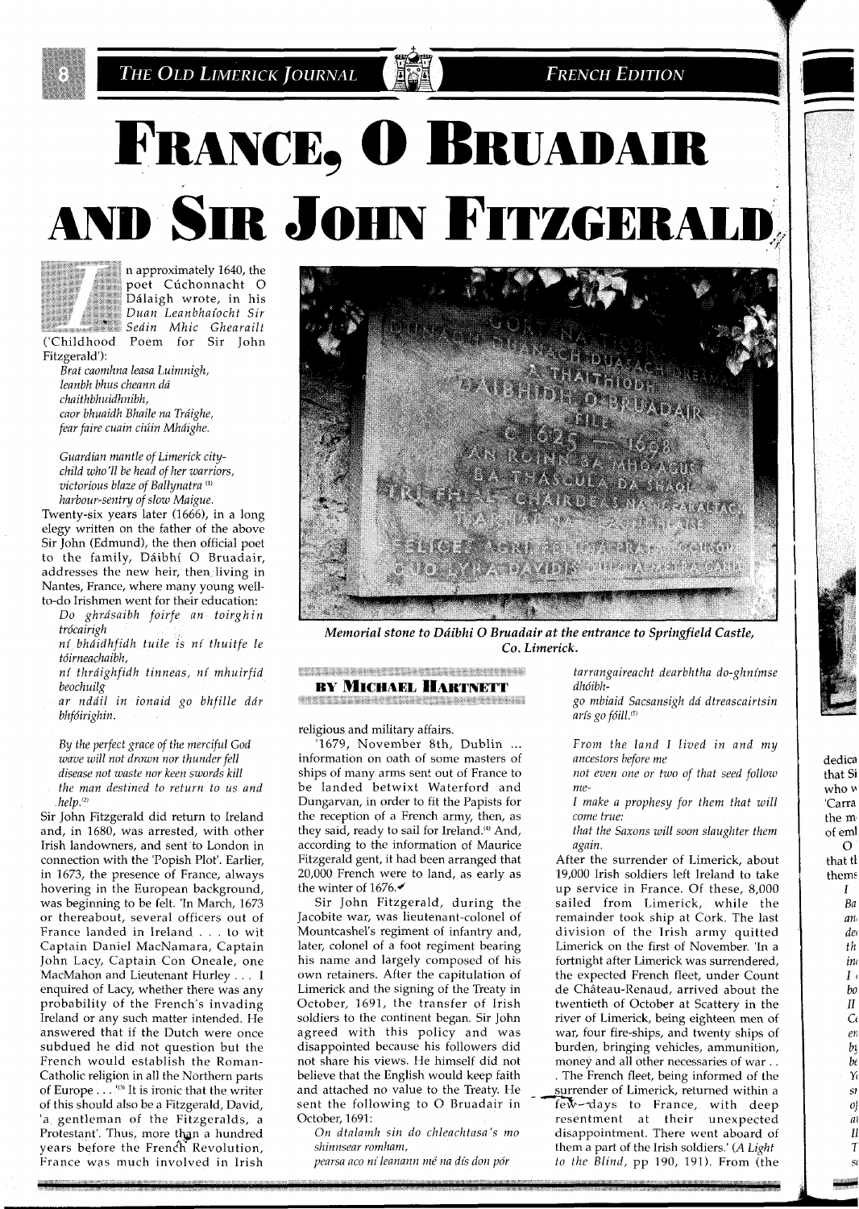# FRANCE, O BRUADAIR AND SIR JOHN FITZGERALD

In approximately 1640, the poet Cúchonnacht O Dálaigh wrote, in his *Duan Leanbhaíocht Sir Seáin Mhic Ghearailt* ('Childhood Poem for Sir John Fitzgerald'):

> *Brat caomhna leasa Luimnigh,*
> *leanbh bhus cheann dá chaithbhuidhnibh,*
> *caor bhuaidh Bhaile na Tráighe,*
> *fear faire cuain ciúin Mháighe.*
>
> *Guardian mantle of Limerick city-*
> *child who'll be head of her warriors,*
> *victorious blaze of Ballynatra* [1]
> *harbour-sentry of slow Maigue.*

Twenty-six years later (1666), in a long elegy written on the father of the above Sir John (Edmund), the then official poet to the family, Dáibhí O Bruadair, addresses the new heir, then living in Nantes, France, where many young well-to-do Irishmen went for their education:

> *Do ghrásaibh foirfe an toirghin trócairigh*
> *ní bháidhfidh tuile is ní thuitfe le tóirneachaibh,*
> *ní thráighfidh tinneas, ní mhuirfid beochuilg*
> *ar ndáil in ionaid go bhfille dár bhfóirighin.*
>
> *By the perfect grace of the merciful God*
> *wave will not drown nor thunder fell*
> *disease not waste nor keen swords kill*
> *the man destined to return to us and help.* [2]

Sir John Fitzgerald did return to Ireland and, in 1680, was arrested, with other Irish landowners, and sent to London in connection with the 'Popish Plot'. Earlier, in 1673, the presence of France, always hovering in the European background, was beginning to be felt. 'In March, 1673 or thereabout, several officers out of France landed in Ireland . . . to wit Captain Daniel MacNamara, Captain John Lacy, Captain Con Oneale, one MacMahon and Lieutenant Hurley . . . I enquired of Lacy, whether there was any probability of the French's invading Ireland or any such matter intended. He answered that if the Dutch were once subdued he did not question but the French would establish the Roman-Catholic religion in all the Northern parts of Europe . . .'[3] It is ironic that the writer of this should also be a Fitzgerald, David, 'a gentleman of the Fitzgeralds, a Protestant'. Thus, more than a hundred years before the French Revolution, France was much involved in Irish religious and military affairs.

'1679, November 8th, Dublin ... information on oath of some masters of ships of many arms sent out of France to be landed betwixt Waterford and Dungarvan, in order to fit the Papists for the reception of a French army, then, as they said, ready to sail for Ireland.'[4] And, according to the information of Maurice Fitzgerald gent, it had been arranged that 20,000 French were to land, as early as the winter of 1676.

Sir John Fitzgerald, during the Jacobite war, was lieutenant-colonel of Mountcashel's regiment of infantry and, later, colonel of a foot regiment bearing his name and largely composed of his own retainers. After the capitulation of Limerick and the signing of the Treaty in October, 1691, the transfer of Irish soldiers to the continent began. Sir John agreed with this policy and was disappointed because his followers did not share his views. He himself did not believe that the English would keep faith and attached no value to the Treaty. He sent the following to O Bruadair in October, 1691:

> *On dtalamh sin do chleachtasa's mo shinnsear romham,*
> *pearsa aco ní leanann mé na dís don pór*
> *tarrangaireacht dearbhtha do-ghnímse dhóibh-*
> *go mbiaid Sacsanaigh dá dtreascairtsin arís go fóill.*[5]
>
> *From the land I lived in and my ancestors before me*
> *not even one or two of that seed follow me-*
> *I make a prophesy for them that will come true:*
> *that the Saxons will soon slaughter them again.*

After the surrender of Limerick, about 19,000 Irish soldiers left Ireland to take up service in France. Of these, 8,000 sailed from Limerick, while the remainder took ship at Cork. The last division of the Irish army quitted Limerick on the first of November. 'In a fortnight after Limerick was surrendered, the expected French fleet, under Count de Château-Renaud, arrived about the twentieth of October at Scattery in the river of Limerick, being eighteen men of war, four fire-ships, and twenty ships of burden, bringing vehicles, ammunition, money and all other necessaries of war . . . The French fleet, being informed of the surrender of Limerick, returned within a few days to France, with deep resentment at their unexpected disappointment. There went aboard of them a part of the Irish soldiers.' (*A Light to the Blind*, pp 190, 191). From (the

BY MICHAEL HARTNETT

*Memorial stone to Dáibhí O Bruadair at the entrance to Springfield Castle, Co. Limerick.*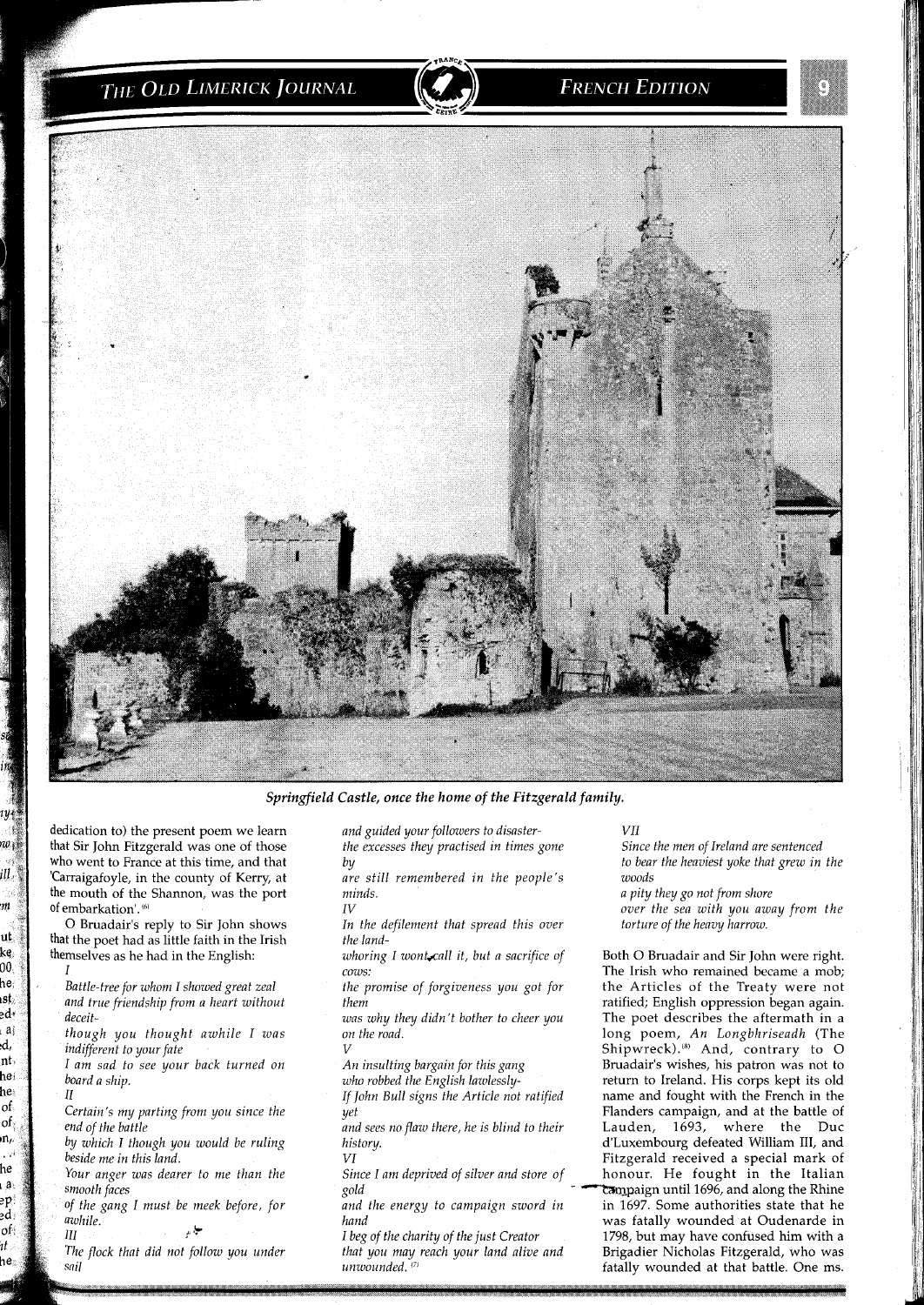*Springfield Castle, once the home of the Fitzgerald family.*

dedication to) the present poem we learn that Sir John Fitzgerald was one of those who went to France at this time, and that 'Carraigafoyle, in the county of Kerry, at the mouth of the Shannon, was the port of embarkation'.[6]

O Bruadair's reply to Sir John shows that the poet had as little faith in the Irish themselves as he had in the English:

I

*Battle-tree for whom I showed great zeal*
*and true friendship from a heart without deceit-*
*though you thought awhile I was indifferent to your fate*
*I am sad to see your back turned on board a ship.*

II

*Certain's my parting from you since the end of the battle*
*by which I though you would be ruling beside me in this land.*
*Your anger was dearer to me than the smooth faces*
*of the gang I must be meek before, for awhile.*

III

*The flock that did not follow you under sail*
*and guided your followers to disaster-*
*the excesses they practised in times gone by*
*are still remembered in the people's minds.*

IV

*In the defilement that spread this over the land-*
*whoring I wont call it, but a sacrifice of cows:*
*the promise of forgiveness you got for them*
*was why they didn't bother to cheer you on the road.*

V

*An insulting bargain for this gang*
*who robbed the English lawlessly-*
*If John Bull signs the Article not ratified yet*
*and sees no flaw there, he is blind to their history.*

VI

*Since I am deprived of silver and store of gold*
*and the energy to campaign sword in hand*
*I beg of the charity of the just Creator*
*that you may reach your land alive and unwounded.*[7]

VII

*Since the men of Ireland are sentenced*
*to bear the heaviest yoke that grew in the woods*
*a pity they go not from shore*
*over the sea with you away from the torture of the heavy harrow.*

Both O Bruadair and Sir John were right. The Irish who remained became a mob; the Articles of the Treaty were not ratified; English oppression began again. The poet describes the aftermath in a long poem, *An Longbhriseadh* (The Shipwreck).[8] And, contrary to O Bruadair's wishes, his patron was not to return to Ireland. His corps kept its old name and fought with the French in the Flanders campaign, and at the battle of Lauden, 1693, where the Duc d'Luxembourg defeated William III, and Fitzgerald received a special mark of honour. He fought in the Italian campaign until 1696, and along the Rhine in 1697. Some authorities state that he was fatally wounded at Oudenarde in 1798, but may have confused him with a Brigadier Nicholas Fitzgerald, who was fatally wounded at that battle. One ms.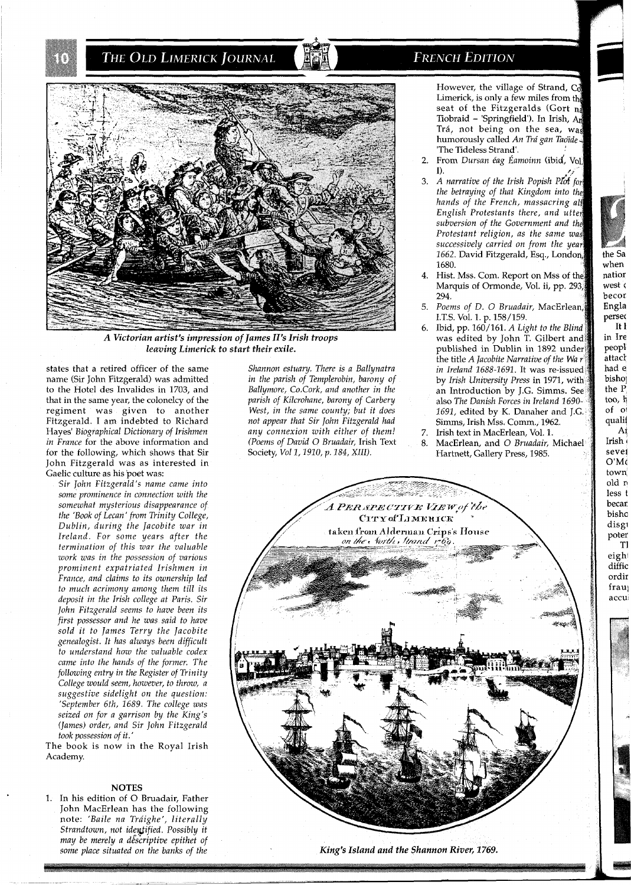*A Victorian artist's impression of James II's Irish troops leaving Limerick to start their exile.*

states that a retired officer of the same name (Sir John Fitzgerald) was admitted to the Hotel des Invalides in 1703, and that in the same year, the colonelcy of the regiment was given to another Fitzgerald. I am indebted to Richard Hayes' *Biographical Dictionary of Irishmen in France* for the above information and for the following, which shows that Sir John Fitzgerald was as interested in Gaelic culture as his poet was:

> *Sir John Fitzgerald's name came into some prominence in connection with the somewhat mysterious disappearance of the 'Book of Lecan' from Trinity College, Dublin, during the Jacobite war in Ireland. For some years after the termination of this war the valuable work was in the possession of various prominent expatriated Irishmen in France, and claims to its ownership led to much acrimony among them till its deposit in the Irish college at Paris. Sir John Fitzgerald seems to have been its first possessor and he was said to have sold it to James Terry the Jacobite genealogist. It has always been difficult to understand how the valuable codex came into the hands of the former. The following entry in the Register of Trinity College would seem, however, to throw, a suggestive sidelight on the question: 'September 6th, 1689. The college was seized on for a garrison by the King's (James) order, and Sir John Fitzgerald took possession of it.'*

The book is now in the Royal Irish Academy.

#### NOTES

1. In his edition of O Bruadair, Father John MacErlean has the following note: *'Baile na Trâighe', literally Strandtown, not identified. Possibly it may be merely a descriptive epithet of some place situated on the banks of the Shannon estuary. There is a Ballynatra in the parish of Templerobin, barony of Ballymore, Co.Cork, and another in the parish of Kilcrohane, barony of Carbery West, in the same county; but it does not appear that Sir John Fitzgerald had any connexion with either of them! (Poems of David O Bruadair,* Irish Text Society, *Vol 1, 1910, p. 184, XIII).*
   However, the village of Strand, Co. Limerick, is only a few miles from the seat of the Fitzgeralds (Gort na Tiobraid – 'Springfield'). In Irish, An Trá, not being on the sea, was humorously called *An Trá gan Taoide* – 'The Tideless Strand'.
2. From *Dursan éag Éamoinn* (ibid, Vol. I).
3. *A narrative of the Irish Popish Plot for the betraying of that Kingdom into the hands of the French, massacring all English Protestants there, and utter subversion of the Government and the Protestant religion, as the same was successively carried on from the year 1662.* David Fitzgerald, Esq., London, 1680.
4. Hist. Mss. Com. Report on Mss of the Marquis of Ormonde, Vol. ii, pp. 293, 294.
5. *Poems of D. O Bruadair*, MacErlean, I.T.S. Vol. 1. p. 158/159.
6. Ibid, pp. 160/161. *A Light to the Blind* was edited by John T. Gilbert and published in Dublin in 1892 under the title *A Jacobite Narrative of the War in Ireland 1688-1691*. It was re-issued by *Irish University Press* in 1971, with an Introduction by J.G. Simms. See also *The Danish Forces in Ireland 1690-1691*, edited by K. Danaher and J.G. Simms, Irish Mss. Comm., 1962.
7. Irish text in MacErlean, Vol. 1.
8. MacErlean, and *O Bruadair*, Michael Hartnett, Gallery Press, 1985.

*King's Island and the Shannon River, 1769.*